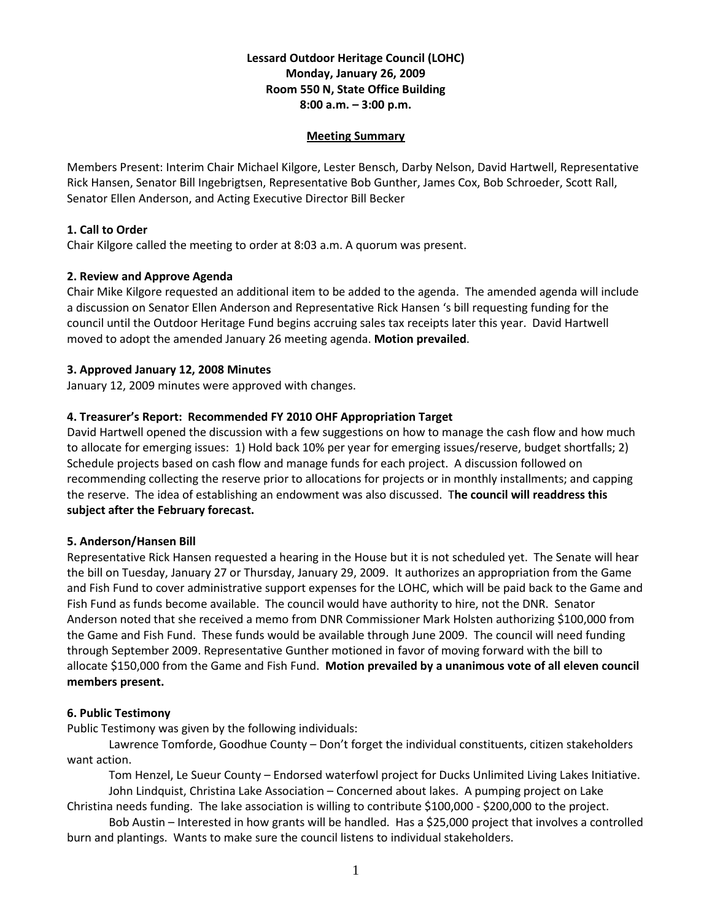**Lessard Outdoor Heritage Council (LOHC)**
**Monday, January 26, 2009**
**Room 550 N, State Office Building**
**8:00 a.m. – 3:00 p.m.**

## Meeting Summary

Members Present: Interim Chair Michael Kilgore, Lester Bensch, Darby Nelson, David Hartwell, Representative Rick Hansen, Senator Bill Ingebrigtsen, Representative Bob Gunther, James Cox, Bob Schroeder, Scott Rall, Senator Ellen Anderson, and Acting Executive Director Bill Becker

### 1. Call to Order

Chair Kilgore called the meeting to order at 8:03 a.m. A quorum was present.

### 2. Review and Approve Agenda

Chair Mike Kilgore requested an additional item to be added to the agenda. The amended agenda will include a discussion on Senator Ellen Anderson and Representative Rick Hansen 's bill requesting funding for the council until the Outdoor Heritage Fund begins accruing sales tax receipts later this year. David Hartwell moved to adopt the amended January 26 meeting agenda. **Motion prevailed**.

### 3. Approved January 12, 2008 Minutes

January 12, 2009 minutes were approved with changes.

### 4. Treasurer's Report: Recommended FY 2010 OHF Appropriation Target

David Hartwell opened the discussion with a few suggestions on how to manage the cash flow and how much to allocate for emerging issues: 1) Hold back 10% per year for emerging issues/reserve, budget shortfalls; 2) Schedule projects based on cash flow and manage funds for each project. A discussion followed on recommending collecting the reserve prior to allocations for projects or in monthly installments; and capping the reserve. The idea of establishing an endowment was also discussed. T**he council will readdress this subject after the February forecast.**

### 5. Anderson/Hansen Bill

Representative Rick Hansen requested a hearing in the House but it is not scheduled yet. The Senate will hear the bill on Tuesday, January 27 or Thursday, January 29, 2009. It authorizes an appropriation from the Game and Fish Fund to cover administrative support expenses for the LOHC, which will be paid back to the Game and Fish Fund as funds become available. The council would have authority to hire, not the DNR. Senator Anderson noted that she received a memo from DNR Commissioner Mark Holsten authorizing $100,000 from the Game and Fish Fund. These funds would be available through June 2009. The council will need funding through September 2009. Representative Gunther motioned in favor of moving forward with the bill to allocate $150,000 from the Game and Fish Fund. **Motion prevailed by a unanimous vote of all eleven council members present.**

### 6. Public Testimony

Public Testimony was given by the following individuals:

Lawrence Tomforde, Goodhue County – Don't forget the individual constituents, citizen stakeholders want action.

Tom Henzel, Le Sueur County – Endorsed waterfowl project for Ducks Unlimited Living Lakes Initiative.

John Lindquist, Christina Lake Association – Concerned about lakes. A pumping project on Lake Christina needs funding. The lake association is willing to contribute $100,000 - $200,000 to the project.

Bob Austin – Interested in how grants will be handled. Has a $25,000 project that involves a controlled burn and plantings. Wants to make sure the council listens to individual stakeholders.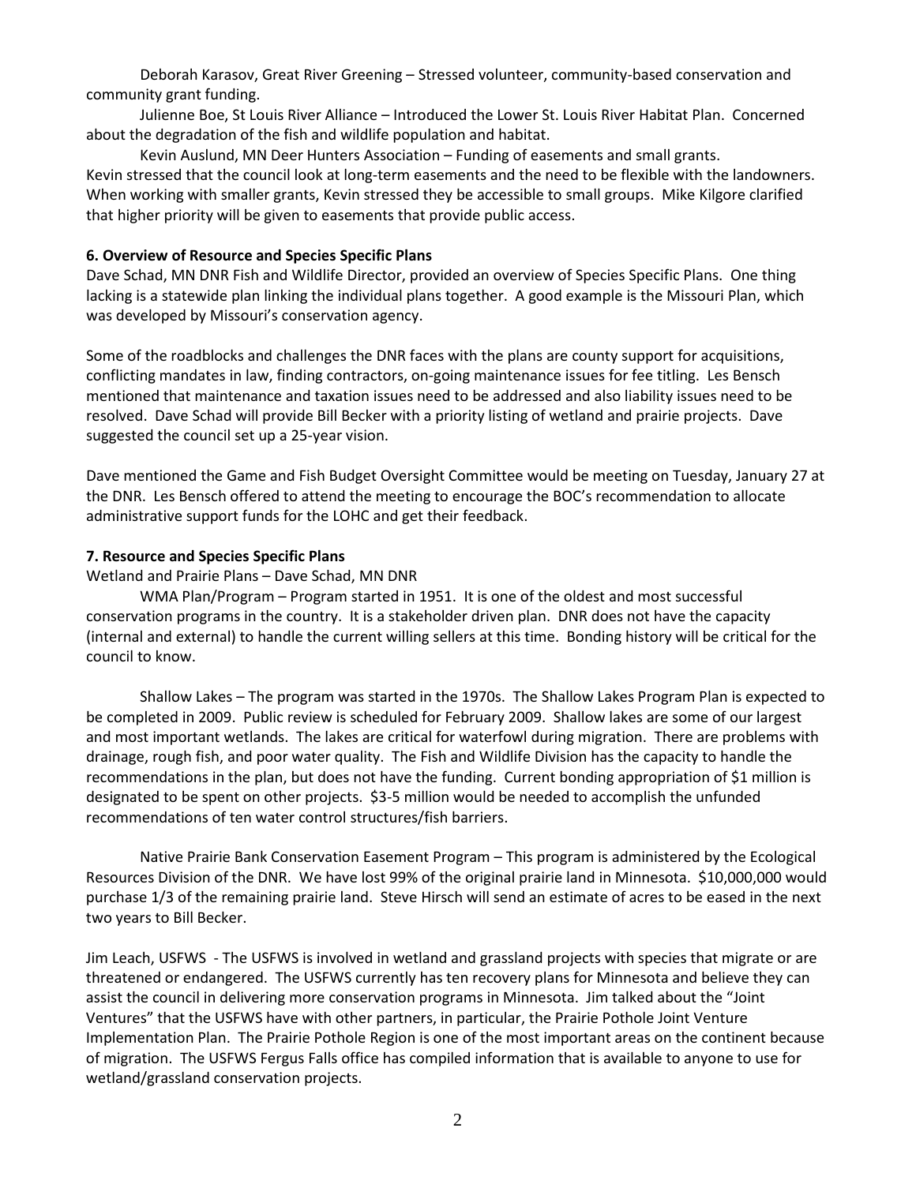Deborah Karasov, Great River Greening – Stressed volunteer, community-based conservation and community grant funding.

Julienne Boe, St Louis River Alliance – Introduced the Lower St. Louis River Habitat Plan. Concerned about the degradation of the fish and wildlife population and habitat.

Kevin Auslund, MN Deer Hunters Association – Funding of easements and small grants. Kevin stressed that the council look at long-term easements and the need to be flexible with the landowners. When working with smaller grants, Kevin stressed they be accessible to small groups. Mike Kilgore clarified that higher priority will be given to easements that provide public access.

**6. Overview of Resource and Species Specific Plans**

Dave Schad, MN DNR Fish and Wildlife Director, provided an overview of Species Specific Plans. One thing lacking is a statewide plan linking the individual plans together. A good example is the Missouri Plan, which was developed by Missouri's conservation agency.

Some of the roadblocks and challenges the DNR faces with the plans are county support for acquisitions, conflicting mandates in law, finding contractors, on-going maintenance issues for fee titling. Les Bensch mentioned that maintenance and taxation issues need to be addressed and also liability issues need to be resolved. Dave Schad will provide Bill Becker with a priority listing of wetland and prairie projects. Dave suggested the council set up a 25-year vision.

Dave mentioned the Game and Fish Budget Oversight Committee would be meeting on Tuesday, January 27 at the DNR. Les Bensch offered to attend the meeting to encourage the BOC's recommendation to allocate administrative support funds for the LOHC and get their feedback.

**7. Resource and Species Specific Plans**

Wetland and Prairie Plans – Dave Schad, MN DNR

WMA Plan/Program – Program started in 1951. It is one of the oldest and most successful conservation programs in the country. It is a stakeholder driven plan. DNR does not have the capacity (internal and external) to handle the current willing sellers at this time. Bonding history will be critical for the council to know.

Shallow Lakes – The program was started in the 1970s. The Shallow Lakes Program Plan is expected to be completed in 2009. Public review is scheduled for February 2009. Shallow lakes are some of our largest and most important wetlands. The lakes are critical for waterfowl during migration. There are problems with drainage, rough fish, and poor water quality. The Fish and Wildlife Division has the capacity to handle the recommendations in the plan, but does not have the funding. Current bonding appropriation of $1 million is designated to be spent on other projects. $3-5 million would be needed to accomplish the unfunded recommendations of ten water control structures/fish barriers.

Native Prairie Bank Conservation Easement Program – This program is administered by the Ecological Resources Division of the DNR. We have lost 99% of the original prairie land in Minnesota. $10,000,000 would purchase 1/3 of the remaining prairie land. Steve Hirsch will send an estimate of acres to be eased in the next two years to Bill Becker.

Jim Leach, USFWS - The USFWS is involved in wetland and grassland projects with species that migrate or are threatened or endangered. The USFWS currently has ten recovery plans for Minnesota and believe they can assist the council in delivering more conservation programs in Minnesota. Jim talked about the "Joint Ventures" that the USFWS have with other partners, in particular, the Prairie Pothole Joint Venture Implementation Plan. The Prairie Pothole Region is one of the most important areas on the continent because of migration. The USFWS Fergus Falls office has compiled information that is available to anyone to use for wetland/grassland conservation projects.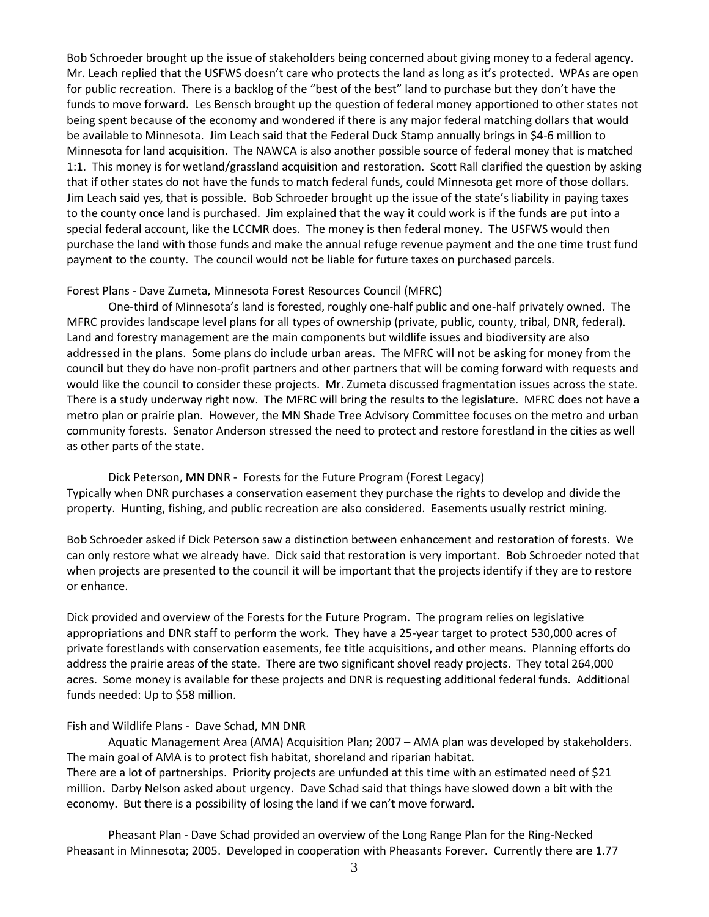Bob Schroeder brought up the issue of stakeholders being concerned about giving money to a federal agency. Mr. Leach replied that the USFWS doesn't care who protects the land as long as it's protected. WPAs are open for public recreation. There is a backlog of the "best of the best" land to purchase but they don't have the funds to move forward. Les Bensch brought up the question of federal money apportioned to other states not being spent because of the economy and wondered if there is any major federal matching dollars that would be available to Minnesota. Jim Leach said that the Federal Duck Stamp annually brings in $4-6 million to Minnesota for land acquisition. The NAWCA is also another possible source of federal money that is matched 1:1. This money is for wetland/grassland acquisition and restoration. Scott Rall clarified the question by asking that if other states do not have the funds to match federal funds, could Minnesota get more of those dollars. Jim Leach said yes, that is possible. Bob Schroeder brought up the issue of the state's liability in paying taxes to the county once land is purchased. Jim explained that the way it could work is if the funds are put into a special federal account, like the LCCMR does. The money is then federal money. The USFWS would then purchase the land with those funds and make the annual refuge revenue payment and the one time trust fund payment to the county. The council would not be liable for future taxes on purchased parcels.

Forest Plans - Dave Zumeta, Minnesota Forest Resources Council (MFRC)

One-third of Minnesota's land is forested, roughly one-half public and one-half privately owned. The MFRC provides landscape level plans for all types of ownership (private, public, county, tribal, DNR, federal). Land and forestry management are the main components but wildlife issues and biodiversity are also addressed in the plans. Some plans do include urban areas. The MFRC will not be asking for money from the council but they do have non-profit partners and other partners that will be coming forward with requests and would like the council to consider these projects. Mr. Zumeta discussed fragmentation issues across the state. There is a study underway right now. The MFRC will bring the results to the legislature. MFRC does not have a metro plan or prairie plan. However, the MN Shade Tree Advisory Committee focuses on the metro and urban community forests. Senator Anderson stressed the need to protect and restore forestland in the cities as well as other parts of the state.

Dick Peterson, MN DNR - Forests for the Future Program (Forest Legacy)

Typically when DNR purchases a conservation easement they purchase the rights to develop and divide the property. Hunting, fishing, and public recreation are also considered. Easements usually restrict mining.

Bob Schroeder asked if Dick Peterson saw a distinction between enhancement and restoration of forests. We can only restore what we already have. Dick said that restoration is very important. Bob Schroeder noted that when projects are presented to the council it will be important that the projects identify if they are to restore or enhance.

Dick provided and overview of the Forests for the Future Program. The program relies on legislative appropriations and DNR staff to perform the work. They have a 25-year target to protect 530,000 acres of private forestlands with conservation easements, fee title acquisitions, and other means. Planning efforts do address the prairie areas of the state. There are two significant shovel ready projects. They total 264,000 acres. Some money is available for these projects and DNR is requesting additional federal funds. Additional funds needed: Up to $58 million.

Fish and Wildlife Plans - Dave Schad, MN DNR

Aquatic Management Area (AMA) Acquisition Plan; 2007 – AMA plan was developed by stakeholders. The main goal of AMA is to protect fish habitat, shoreland and riparian habitat.
There are a lot of partnerships. Priority projects are unfunded at this time with an estimated need of $21 million. Darby Nelson asked about urgency. Dave Schad said that things have slowed down a bit with the economy. But there is a possibility of losing the land if we can't move forward.

Pheasant Plan - Dave Schad provided an overview of the Long Range Plan for the Ring-Necked Pheasant in Minnesota; 2005. Developed in cooperation with Pheasants Forever. Currently there are 1.77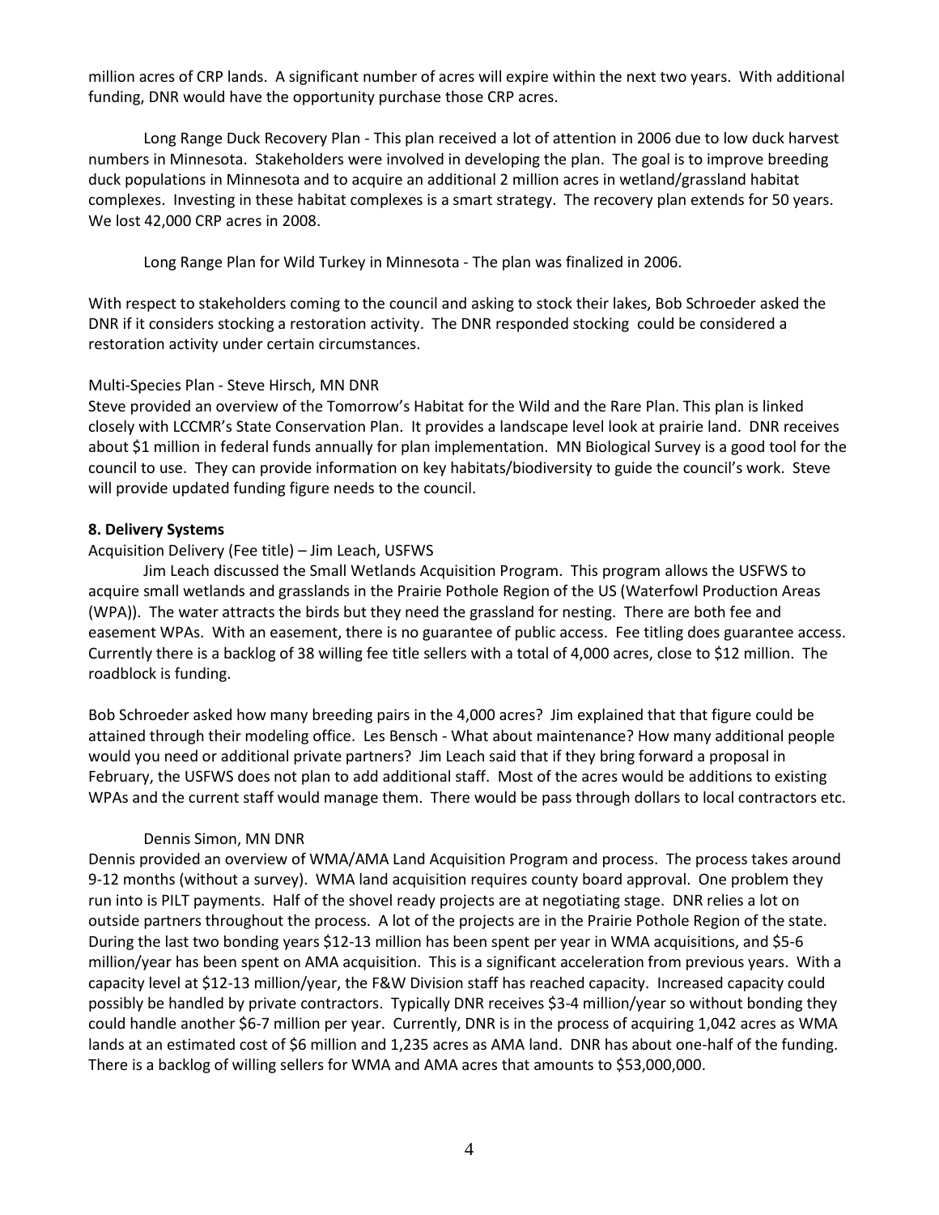million acres of CRP lands. A significant number of acres will expire within the next two years. With additional funding, DNR would have the opportunity purchase those CRP acres.

Long Range Duck Recovery Plan - This plan received a lot of attention in 2006 due to low duck harvest numbers in Minnesota. Stakeholders were involved in developing the plan. The goal is to improve breeding duck populations in Minnesota and to acquire an additional 2 million acres in wetland/grassland habitat complexes. Investing in these habitat complexes is a smart strategy. The recovery plan extends for 50 years. We lost 42,000 CRP acres in 2008.

Long Range Plan for Wild Turkey in Minnesota - The plan was finalized in 2006.

With respect to stakeholders coming to the council and asking to stock their lakes, Bob Schroeder asked the DNR if it considers stocking a restoration activity. The DNR responded stocking could be considered a restoration activity under certain circumstances.

Multi-Species Plan - Steve Hirsch, MN DNR
Steve provided an overview of the Tomorrow's Habitat for the Wild and the Rare Plan. This plan is linked closely with LCCMR's State Conservation Plan. It provides a landscape level look at prairie land. DNR receives about $1 million in federal funds annually for plan implementation. MN Biological Survey is a good tool for the council to use. They can provide information on key habitats/biodiversity to guide the council's work. Steve will provide updated funding figure needs to the council.

**8. Delivery Systems**

Acquisition Delivery (Fee title) – Jim Leach, USFWS

Jim Leach discussed the Small Wetlands Acquisition Program. This program allows the USFWS to acquire small wetlands and grasslands in the Prairie Pothole Region of the US (Waterfowl Production Areas (WPA)). The water attracts the birds but they need the grassland for nesting. There are both fee and easement WPAs. With an easement, there is no guarantee of public access. Fee titling does guarantee access. Currently there is a backlog of 38 willing fee title sellers with a total of 4,000 acres, close to $12 million. The roadblock is funding.

Bob Schroeder asked how many breeding pairs in the 4,000 acres? Jim explained that that figure could be attained through their modeling office. Les Bensch - What about maintenance? How many additional people would you need or additional private partners? Jim Leach said that if they bring forward a proposal in February, the USFWS does not plan to add additional staff. Most of the acres would be additions to existing WPAs and the current staff would manage them. There would be pass through dollars to local contractors etc.

Dennis Simon, MN DNR

Dennis provided an overview of WMA/AMA Land Acquisition Program and process. The process takes around 9-12 months (without a survey). WMA land acquisition requires county board approval. One problem they run into is PILT payments. Half of the shovel ready projects are at negotiating stage. DNR relies a lot on outside partners throughout the process. A lot of the projects are in the Prairie Pothole Region of the state. During the last two bonding years $12-13 million has been spent per year in WMA acquisitions, and $5-6 million/year has been spent on AMA acquisition. This is a significant acceleration from previous years. With a capacity level at $12-13 million/year, the F&W Division staff has reached capacity. Increased capacity could possibly be handled by private contractors. Typically DNR receives $3-4 million/year so without bonding they could handle another $6-7 million per year. Currently, DNR is in the process of acquiring 1,042 acres as WMA lands at an estimated cost of $6 million and 1,235 acres as AMA land. DNR has about one-half of the funding. There is a backlog of willing sellers for WMA and AMA acres that amounts to $53,000,000.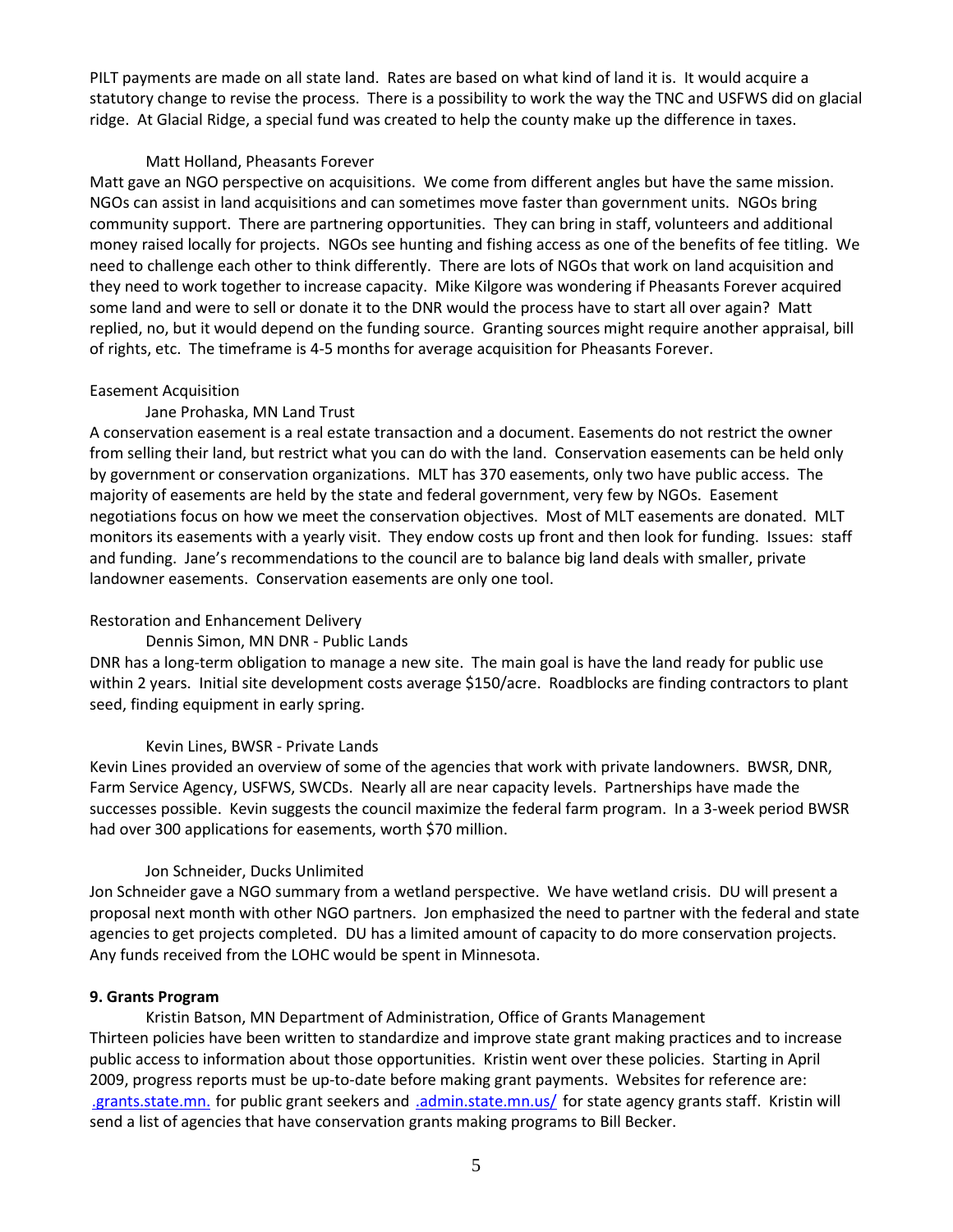PILT payments are made on all state land. Rates are based on what kind of land it is. It would acquire a statutory change to revise the process. There is a possibility to work the way the TNC and USFWS did on glacial ridge. At Glacial Ridge, a special fund was created to help the county make up the difference in taxes.

Matt Holland, Pheasants Forever

Matt gave an NGO perspective on acquisitions. We come from different angles but have the same mission. NGOs can assist in land acquisitions and can sometimes move faster than government units. NGOs bring community support. There are partnering opportunities. They can bring in staff, volunteers and additional money raised locally for projects. NGOs see hunting and fishing access as one of the benefits of fee titling. We need to challenge each other to think differently. There are lots of NGOs that work on land acquisition and they need to work together to increase capacity. Mike Kilgore was wondering if Pheasants Forever acquired some land and were to sell or donate it to the DNR would the process have to start all over again? Matt replied, no, but it would depend on the funding source. Granting sources might require another appraisal, bill of rights, etc. The timeframe is 4-5 months for average acquisition for Pheasants Forever.

Easement Acquisition

Jane Prohaska, MN Land Trust

A conservation easement is a real estate transaction and a document. Easements do not restrict the owner from selling their land, but restrict what you can do with the land. Conservation easements can be held only by government or conservation organizations. MLT has 370 easements, only two have public access. The majority of easements are held by the state and federal government, very few by NGOs. Easement negotiations focus on how we meet the conservation objectives. Most of MLT easements are donated. MLT monitors its easements with a yearly visit. They endow costs up front and then look for funding. Issues: staff and funding. Jane's recommendations to the council are to balance big land deals with smaller, private landowner easements. Conservation easements are only one tool.

Restoration and Enhancement Delivery

Dennis Simon, MN DNR - Public Lands

DNR has a long-term obligation to manage a new site. The main goal is have the land ready for public use within 2 years. Initial site development costs average $150/acre. Roadblocks are finding contractors to plant seed, finding equipment in early spring.

Kevin Lines, BWSR - Private Lands

Kevin Lines provided an overview of some of the agencies that work with private landowners. BWSR, DNR, Farm Service Agency, USFWS, SWCDs. Nearly all are near capacity levels. Partnerships have made the successes possible. Kevin suggests the council maximize the federal farm program. In a 3-week period BWSR had over 300 applications for easements, worth $70 million.

Jon Schneider, Ducks Unlimited

Jon Schneider gave a NGO summary from a wetland perspective. We have wetland crisis. DU will present a proposal next month with other NGO partners. Jon emphasized the need to partner with the federal and state agencies to get projects completed. DU has a limited amount of capacity to do more conservation projects. Any funds received from the LOHC would be spent in Minnesota.

**9. Grants Program**

Kristin Batson, MN Department of Administration, Office of Grants Management

Thirteen policies have been written to standardize and improve state grant making practices and to increase public access to information about those opportunities. Kristin went over these policies. Starting in April 2009, progress reports must be up-to-date before making grant payments. Websites for reference are: .grants.state.mn. for public grant seekers and .admin.state.mn.us/ for state agency grants staff. Kristin will send a list of agencies that have conservation grants making programs to Bill Becker.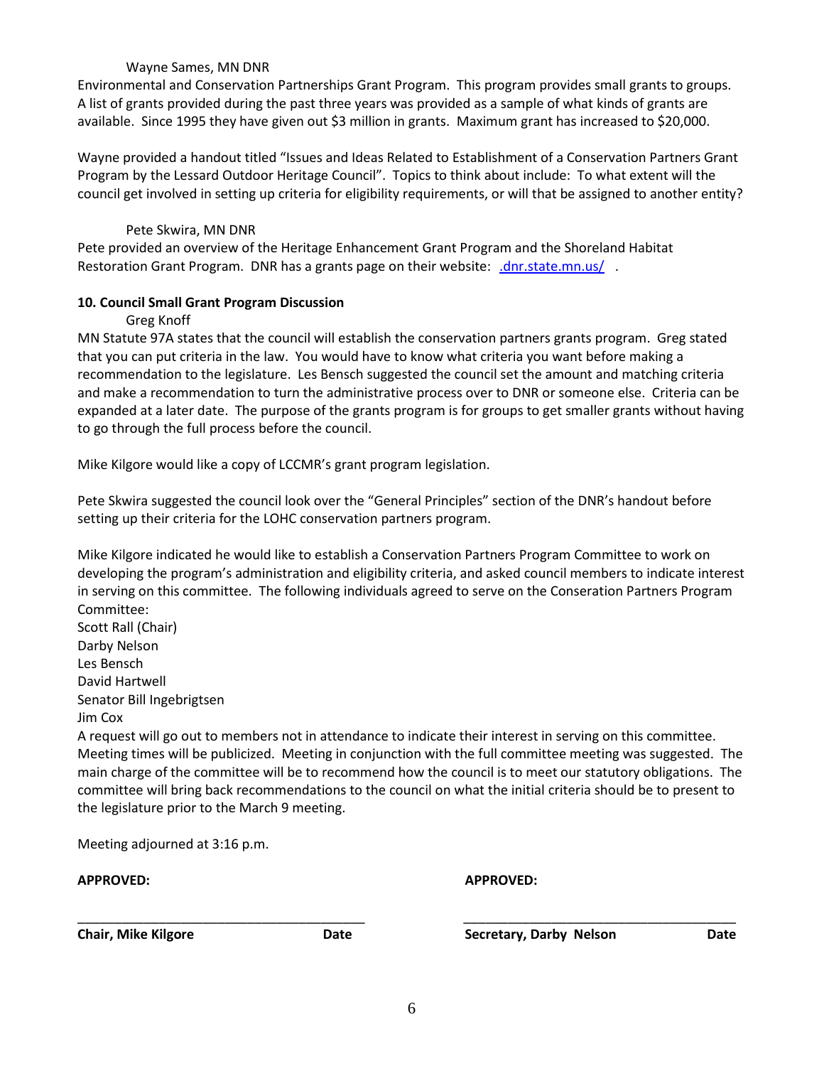Wayne Sames, MN DNR

Environmental and Conservation Partnerships Grant Program. This program provides small grants to groups. A list of grants provided during the past three years was provided as a sample of what kinds of grants are available. Since 1995 they have given out $3 million in grants. Maximum grant has increased to $20,000.

Wayne provided a handout titled "Issues and Ideas Related to Establishment of a Conservation Partners Grant Program by the Lessard Outdoor Heritage Council". Topics to think about include: To what extent will the council get involved in setting up criteria for eligibility requirements, or will that be assigned to another entity?

Pete Skwira, MN DNR

Pete provided an overview of the Heritage Enhancement Grant Program and the Shoreland Habitat Restoration Grant Program. DNR has a grants page on their website: .dnr.state.mn.us/ .

**10. Council Small Grant Program Discussion**

Greg Knoff

MN Statute 97A states that the council will establish the conservation partners grants program. Greg stated that you can put criteria in the law. You would have to know what criteria you want before making a recommendation to the legislature. Les Bensch suggested the council set the amount and matching criteria and make a recommendation to turn the administrative process over to DNR or someone else. Criteria can be expanded at a later date. The purpose of the grants program is for groups to get smaller grants without having to go through the full process before the council.

Mike Kilgore would like a copy of LCCMR's grant program legislation.

Pete Skwira suggested the council look over the "General Principles" section of the DNR's handout before setting up their criteria for the LOHC conservation partners program.

Mike Kilgore indicated he would like to establish a Conservation Partners Program Committee to work on developing the program's administration and eligibility criteria, and asked council members to indicate interest in serving on this committee. The following individuals agreed to serve on the Conseration Partners Program Committee:

Scott Rall (Chair)
Darby Nelson
Les Bensch
David Hartwell
Senator Bill Ingebrigtsen
Jim Cox

A request will go out to members not in attendance to indicate their interest in serving on this committee. Meeting times will be publicized. Meeting in conjunction with the full committee meeting was suggested. The main charge of the committee will be to recommend how the council is to meet our statutory obligations. The committee will bring back recommendations to the council on what the initial criteria should be to present to the legislature prior to the March 9 meeting.

Meeting adjourned at 3:16 p.m.

**APPROVED:**

\_\_\_\_\_\_\_\_\_\_\_\_\_\_\_\_\_\_\_\_\_\_\_\_\_\_\_\_\_\_\_\_\_\_\_\_\_\_\_\_

**Chair, Mike Kilgore** **Date**

**APPROVED:**

\_\_\_\_\_\_\_\_\_\_\_\_\_\_\_\_\_\_\_\_\_\_\_\_\_\_\_\_\_\_\_\_\_\_\_\_\_\_\_\_

**Secretary, Darby Nelson** **Date**